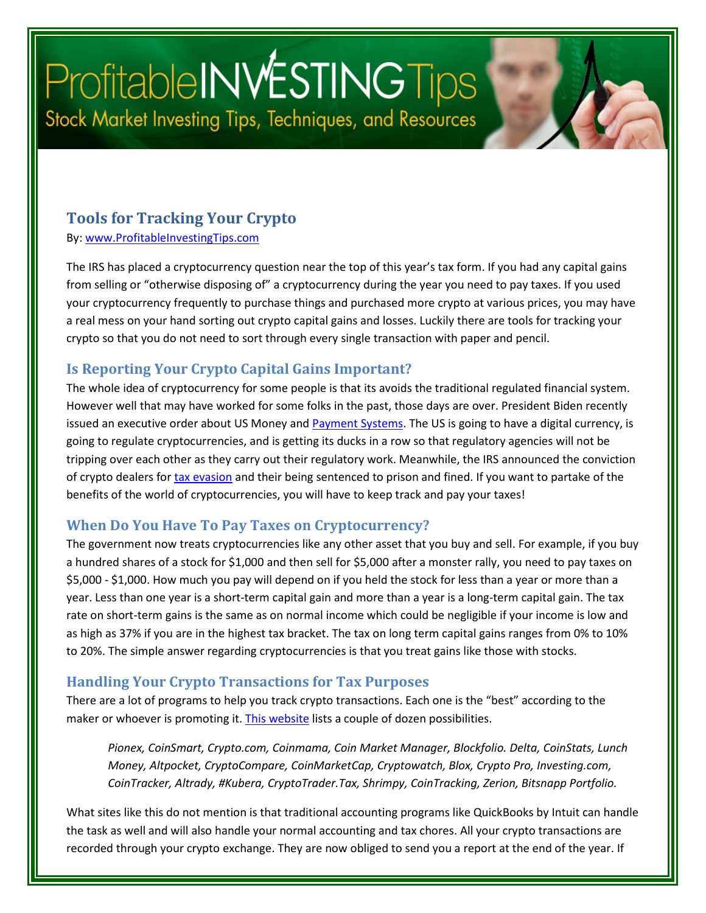# ProfitableINVESTINGTips

Stock Market Investing Tips, Techniques, and Resources

## Tools for Tracking Your Crypto

By: www.ProfitableInvestingTips.com

The IRS has placed a cryptocurrency question near the top of this year's tax form. If you had any capital gains from selling or "otherwise disposing of" a cryptocurrency during the year you need to pay taxes. If you used your cryptocurrency frequently to purchase things and purchased more crypto at various prices, you may have a real mess on your hand sorting out crypto capital gains and losses. Luckily there are tools for tracking your crypto so that you do not need to sort through every single transaction with paper and pencil.

### Is Reporting Your Crypto Capital Gains Important?

The whole idea of cryptocurrency for some people is that its avoids the traditional regulated financial system. However well that may have worked for some folks in the past, those days are over. President Biden recently issued an executive order about US Money and Payment Systems. The US is going to have a digital currency, is going to regulate cryptocurrencies, and is getting its ducks in a row so that regulatory agencies will not be tripping over each other as they carry out their regulatory work. Meanwhile, the IRS announced the conviction of crypto dealers for tax evasion and their being sentenced to prison and fined. If you want to partake of the benefits of the world of cryptocurrencies, you will have to keep track and pay your taxes!

### When Do You Have To Pay Taxes on Cryptocurrency?

The government now treats cryptocurrencies like any other asset that you buy and sell. For example, if you buy a hundred shares of a stock for $1,000 and then sell for $5,000 after a monster rally, you need to pay taxes on $5,000 - $1,000. How much you pay will depend on if you held the stock for less than a year or more than a year. Less than one year is a short-term capital gain and more than a year is a long-term capital gain. The tax rate on short-term gains is the same as on normal income which could be negligible if your income is low and as high as 37% if you are in the highest tax bracket. The tax on long term capital gains ranges from 0% to 10% to 20%. The simple answer regarding cryptocurrencies is that you treat gains like those with stocks.

### Handling Your Crypto Transactions for Tax Purposes

There are a lot of programs to help you track crypto transactions. Each one is the "best" according to the maker or whoever is promoting it. This website lists a couple of dozen possibilities.

> *Pionex, CoinSmart, Crypto.com, Coinmama, Coin Market Manager, Blockfolio. Delta, CoinStats, Lunch Money, Altpocket, CryptoCompare, CoinMarketCap, Cryptowatch, Blox, Crypto Pro, Investing.com, CoinTracker, Altrady, #Kubera, CryptoTrader.Tax, Shrimpy, CoinTracking, Zerion, Bitsnapp Portfolio.*

What sites like this do not mention is that traditional accounting programs like QuickBooks by Intuit can handle the task as well and will also handle your normal accounting and tax chores. All your crypto transactions are recorded through your crypto exchange. They are now obliged to send you a report at the end of the year. If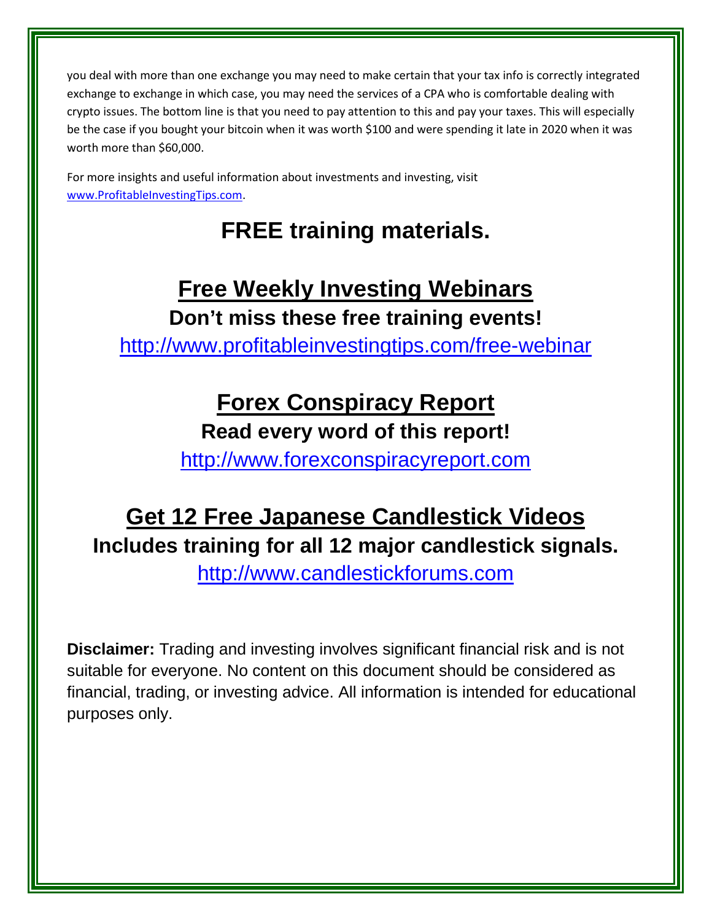you deal with more than one exchange you may need to make certain that your tax info is correctly integrated exchange to exchange in which case, you may need the services of a CPA who is comfortable dealing with crypto issues. The bottom line is that you need to pay attention to this and pay your taxes. This will especially be the case if you bought your bitcoin when it was worth $100 and were spending it late in 2020 when it was worth more than $60,000.

For more insights and useful information about investments and investing, visit [www.ProfitableInvestingTips.com](http://www.ProfitableInvestingTips.com).

# FREE training materials.

## Free Weekly Investing Webinars

**Don't miss these free training events!**

[http://www.profitableinvestingtips.com/free-webinar](http://www.profitableinvestingtips.com/free-webinar)

## Forex Conspiracy Report

**Read every word of this report!**

[http://www.forexconspiracyreport.com](http://www.forexconspiracyreport.com)

## Get 12 Free Japanese Candlestick Videos

**Includes training for all 12 major candlestick signals.**

[http://www.candlestickforums.com](http://www.candlestickforums.com)

**Disclaimer:** Trading and investing involves significant financial risk and is not suitable for everyone. No content on this document should be considered as financial, trading, or investing advice. All information is intended for educational purposes only.